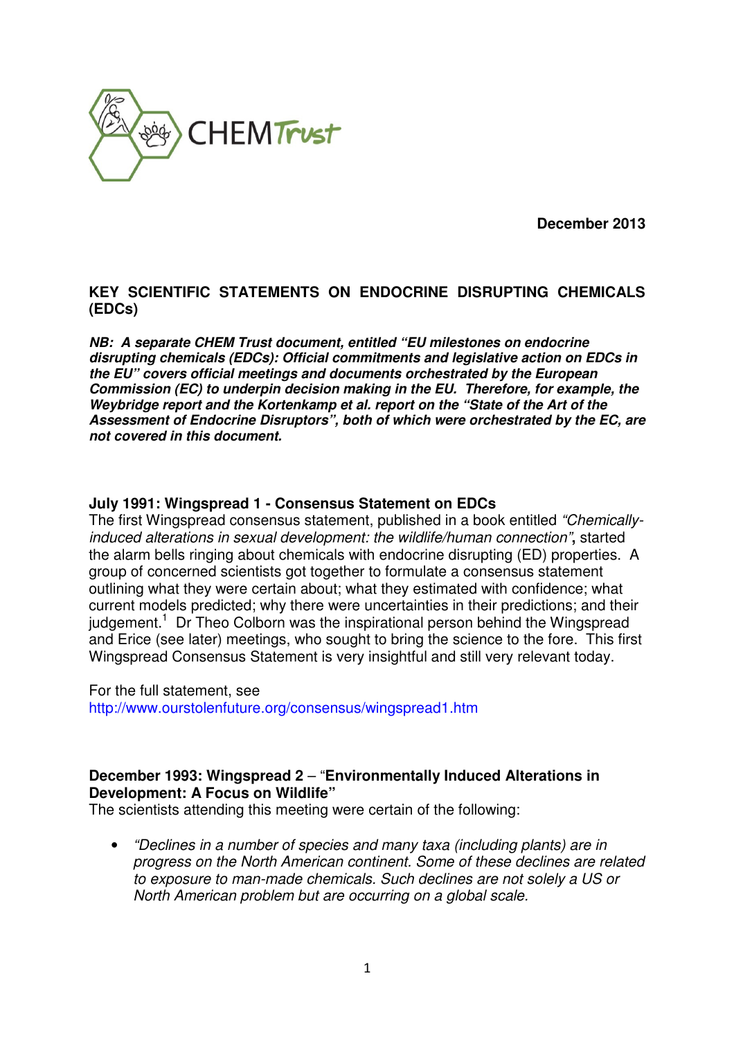CHEMTrust

**December 2013**

# KEY SCIENTIFIC STATEMENTS ON ENDOCRINE DISRUPTING CHEMICALS (EDCs)

***NB: A separate CHEM Trust document, entitled "EU milestones on endocrine disrupting chemicals (EDCs): Official commitments and legislative action on EDCs in the EU" covers official meetings and documents orchestrated by the European Commission (EC) to underpin decision making in the EU. Therefore, for example, the Weybridge report and the Kortenkamp et al. report on the "State of the Art of the Assessment of Endocrine Disruptors", both of which were orchestrated by the EC, are not covered in this document.***

## July 1991: Wingspread 1 - Consensus Statement on EDCs

The first Wingspread consensus statement, published in a book entitled *"Chemically-induced alterations in sexual development: the wildlife/human connection"***,** started the alarm bells ringing about chemicals with endocrine disrupting (ED) properties. A group of concerned scientists got together to formulate a consensus statement outlining what they were certain about; what they estimated with confidence; what current models predicted; why there were uncertainties in their predictions; and their judgement.[1] Dr Theo Colborn was the inspirational person behind the Wingspread and Erice (see later) meetings, who sought to bring the science to the fore. This first Wingspread Consensus Statement is very insightful and still very relevant today.

For the full statement, see http://www.ourstolenfuture.org/consensus/wingspread1.htm

## December 1993: Wingspread 2 – "Environmentally Induced Alterations in Development: A Focus on Wildlife"

The scientists attending this meeting were certain of the following:

- *"Declines in a number of species and many taxa (including plants) are in progress on the North American continent. Some of these declines are related to exposure to man-made chemicals. Such declines are not solely a US or North American problem but are occurring on a global scale.*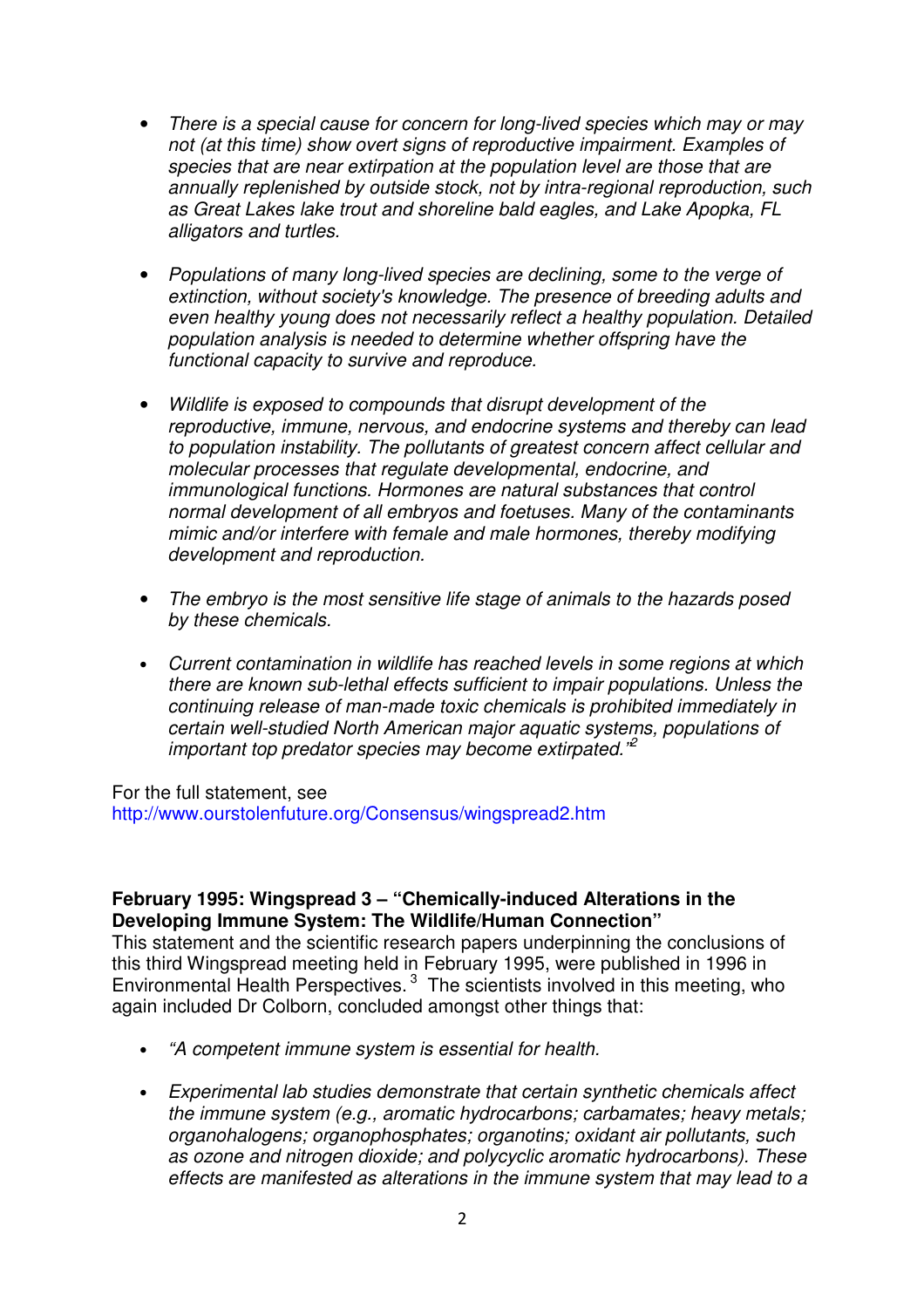- *There is a special cause for concern for long-lived species which may or may not (at this time) show overt signs of reproductive impairment. Examples of species that are near extirpation at the population level are those that are annually replenished by outside stock, not by intra-regional reproduction, such as Great Lakes lake trout and shoreline bald eagles, and Lake Apopka, FL alligators and turtles.*

- *Populations of many long-lived species are declining, some to the verge of extinction, without society's knowledge. The presence of breeding adults and even healthy young does not necessarily reflect a healthy population. Detailed population analysis is needed to determine whether offspring have the functional capacity to survive and reproduce.*

- *Wildlife is exposed to compounds that disrupt development of the reproductive, immune, nervous, and endocrine systems and thereby can lead to population instability. The pollutants of greatest concern affect cellular and molecular processes that regulate developmental, endocrine, and immunological functions. Hormones are natural substances that control normal development of all embryos and foetuses. Many of the contaminants mimic and/or interfere with female and male hormones, thereby modifying development and reproduction.*

- *The embryo is the most sensitive life stage of animals to the hazards posed by these chemicals.*

- *Current contamination in wildlife has reached levels in some regions at which there are known sub-lethal effects sufficient to impair populations. Unless the continuing release of man-made toxic chemicals is prohibited immediately in certain well-studied North American major aquatic systems, populations of important top predator species may become extirpated."*[2]

For the full statement, see
http://www.ourstolenfuture.org/Consensus/wingspread2.htm

**February 1995: Wingspread 3 – "Chemically-induced Alterations in the Developing Immune System: The Wildlife/Human Connection"**

This statement and the scientific research papers underpinning the conclusions of this third Wingspread meeting held in February 1995, were published in 1996 in Environmental Health Perspectives.[3] The scientists involved in this meeting, who again included Dr Colborn, concluded amongst other things that:

- *"A competent immune system is essential for health.*

- *Experimental lab studies demonstrate that certain synthetic chemicals affect the immune system (e.g., aromatic hydrocarbons; carbamates; heavy metals; organohalogens; organophosphates; organotins; oxidant air pollutants, such as ozone and nitrogen dioxide; and polycyclic aromatic hydrocarbons). These effects are manifested as alterations in the immune system that may lead to a*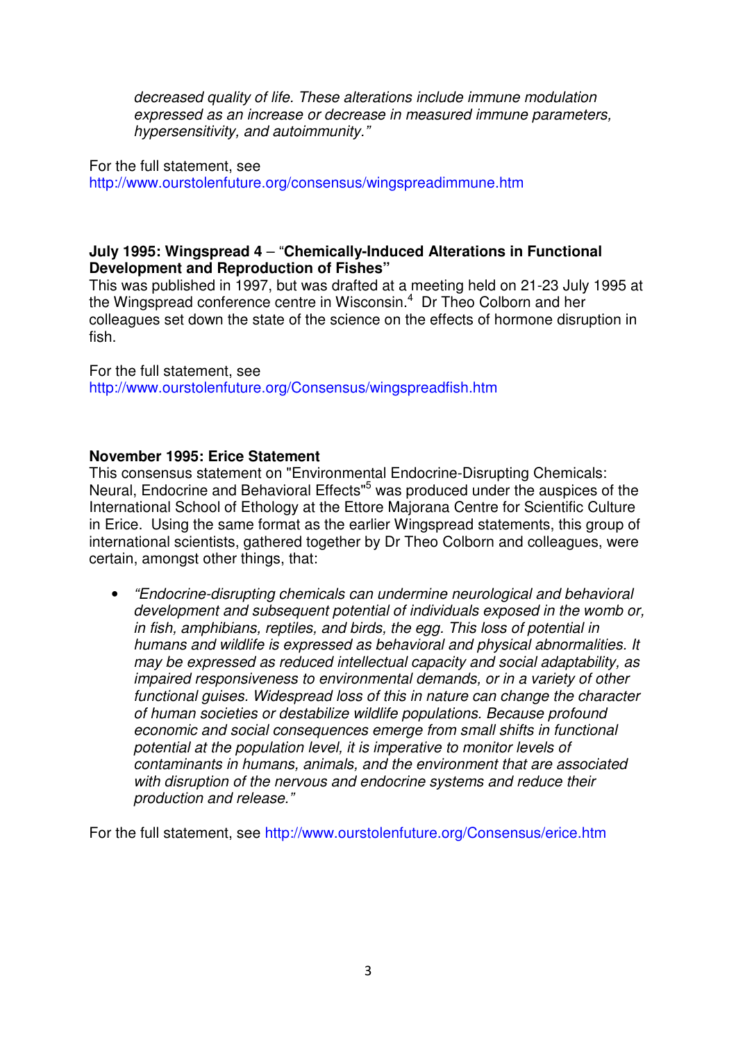> *decreased quality of life. These alterations include immune modulation expressed as an increase or decrease in measured immune parameters, hypersensitivity, and autoimmunity."*

For the full statement, see
http://www.ourstolenfuture.org/consensus/wingspreadimmune.htm

**July 1995: Wingspread 4** – "**Chemically-Induced Alterations in Functional Development and Reproduction of Fishes"**

This was published in 1997, but was drafted at a meeting held on 21-23 July 1995 at the Wingspread conference centre in Wisconsin.[4] Dr Theo Colborn and her colleagues set down the state of the science on the effects of hormone disruption in fish.

For the full statement, see
http://www.ourstolenfuture.org/Consensus/wingspreadfish.htm

**November 1995: Erice Statement**

This consensus statement on "Environmental Endocrine-Disrupting Chemicals: Neural, Endocrine and Behavioral Effects"[5] was produced under the auspices of the International School of Ethology at the Ettore Majorana Centre for Scientific Culture in Erice. Using the same format as the earlier Wingspread statements, this group of international scientists, gathered together by Dr Theo Colborn and colleagues, were certain, amongst other things, that:

- *"Endocrine-disrupting chemicals can undermine neurological and behavioral development and subsequent potential of individuals exposed in the womb or, in fish, amphibians, reptiles, and birds, the egg. This loss of potential in humans and wildlife is expressed as behavioral and physical abnormalities. It may be expressed as reduced intellectual capacity and social adaptability, as impaired responsiveness to environmental demands, or in a variety of other functional guises. Widespread loss of this in nature can change the character of human societies or destabilize wildlife populations. Because profound economic and social consequences emerge from small shifts in functional potential at the population level, it is imperative to monitor levels of contaminants in humans, animals, and the environment that are associated with disruption of the nervous and endocrine systems and reduce their production and release."*

For the full statement, see http://www.ourstolenfuture.org/Consensus/erice.htm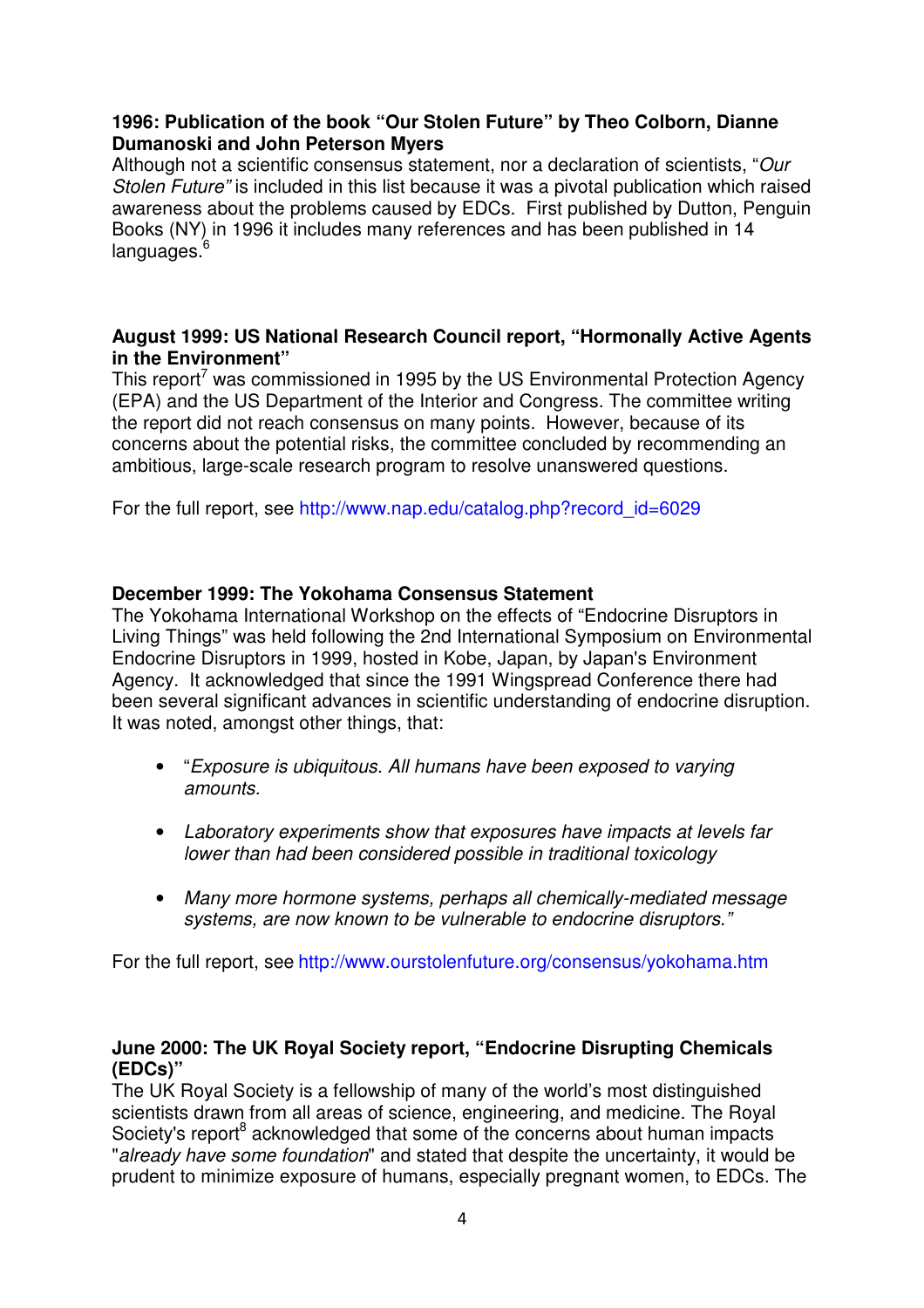**1996: Publication of the book "Our Stolen Future" by Theo Colborn, Dianne Dumanoski and John Peterson Myers**

Although not a scientific consensus statement, nor a declaration of scientists, "*Our Stolen Future*" is included in this list because it was a pivotal publication which raised awareness about the problems caused by EDCs. First published by Dutton, Penguin Books (NY) in 1996 it includes many references and has been published in 14 languages.[6]

**August 1999: US National Research Council report, "Hormonally Active Agents in the Environment"**

This report[7] was commissioned in 1995 by the US Environmental Protection Agency (EPA) and the US Department of the Interior and Congress. The committee writing the report did not reach consensus on many points. However, because of its concerns about the potential risks, the committee concluded by recommending an ambitious, large-scale research program to resolve unanswered questions.

For the full report, see http://www.nap.edu/catalog.php?record_id=6029

**December 1999: The Yokohama Consensus Statement**

The Yokohama International Workshop on the effects of "Endocrine Disruptors in Living Things" was held following the 2nd International Symposium on Environmental Endocrine Disruptors in 1999, hosted in Kobe, Japan, by Japan's Environment Agency. It acknowledged that since the 1991 Wingspread Conference there had been several significant advances in scientific understanding of endocrine disruption. It was noted, amongst other things, that:

- "*Exposure is ubiquitous. All humans have been exposed to varying amounts.*
- *Laboratory experiments show that exposures have impacts at levels far lower than had been considered possible in traditional toxicology*
- *Many more hormone systems, perhaps all chemically-mediated message systems, are now known to be vulnerable to endocrine disruptors.*"

For the full report, see http://www.ourstolenfuture.org/consensus/yokohama.htm

**June 2000: The UK Royal Society report, "Endocrine Disrupting Chemicals (EDCs)"**

The UK Royal Society is a fellowship of many of the world's most distinguished scientists drawn from all areas of science, engineering, and medicine. The Royal Society's report[8] acknowledged that some of the concerns about human impacts "*already have some foundation*" and stated that despite the uncertainty, it would be prudent to minimize exposure of humans, especially pregnant women, to EDCs. The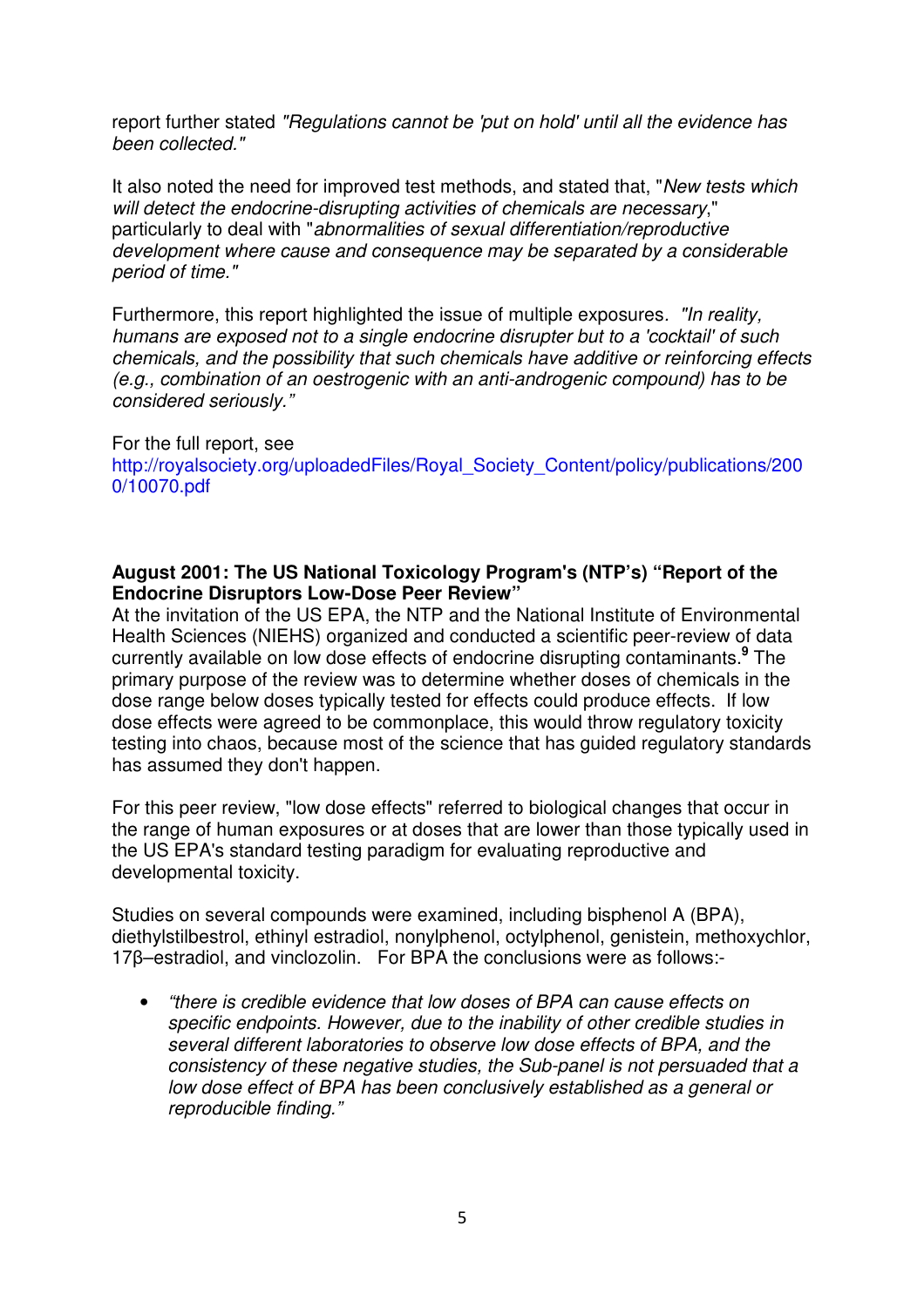report further stated *"Regulations cannot be 'put on hold' until all the evidence has been collected."*

It also noted the need for improved test methods, and stated that, "*New tests which will detect the endocrine-disrupting activities of chemicals are necessary*," particularly to deal with "*abnormalities of sexual differentiation/reproductive development where cause and consequence may be separated by a considerable period of time."*

Furthermore, this report highlighted the issue of multiple exposures. *"In reality, humans are exposed not to a single endocrine disrupter but to a 'cocktail' of such chemicals, and the possibility that such chemicals have additive or reinforcing effects (e.g., combination of an oestrogenic with an anti-androgenic compound) has to be considered seriously."*

For the full report, see http://royalsociety.org/uploadedFiles/Royal_Society_Content/policy/publications/2000/10070.pdf

**August 2001: The US National Toxicology Program's (NTP's) "Report of the Endocrine Disruptors Low-Dose Peer Review"**

At the invitation of the US EPA, the NTP and the National Institute of Environmental Health Sciences (NIEHS) organized and conducted a scientific peer-review of data currently available on low dose effects of endocrine disrupting contaminants.[9] The primary purpose of the review was to determine whether doses of chemicals in the dose range below doses typically tested for effects could produce effects. If low dose effects were agreed to be commonplace, this would throw regulatory toxicity testing into chaos, because most of the science that has guided regulatory standards has assumed they don't happen.

For this peer review, "low dose effects" referred to biological changes that occur in the range of human exposures or at doses that are lower than those typically used in the US EPA's standard testing paradigm for evaluating reproductive and developmental toxicity.

Studies on several compounds were examined, including bisphenol A (BPA), diethylstilbestrol, ethinyl estradiol, nonylphenol, octylphenol, genistein, methoxychlor, 17β–estradiol, and vinclozolin. For BPA the conclusions were as follows:-

- *"there is credible evidence that low doses of BPA can cause effects on specific endpoints. However, due to the inability of other credible studies in several different laboratories to observe low dose effects of BPA, and the consistency of these negative studies, the Sub-panel is not persuaded that a low dose effect of BPA has been conclusively established as a general or reproducible finding."*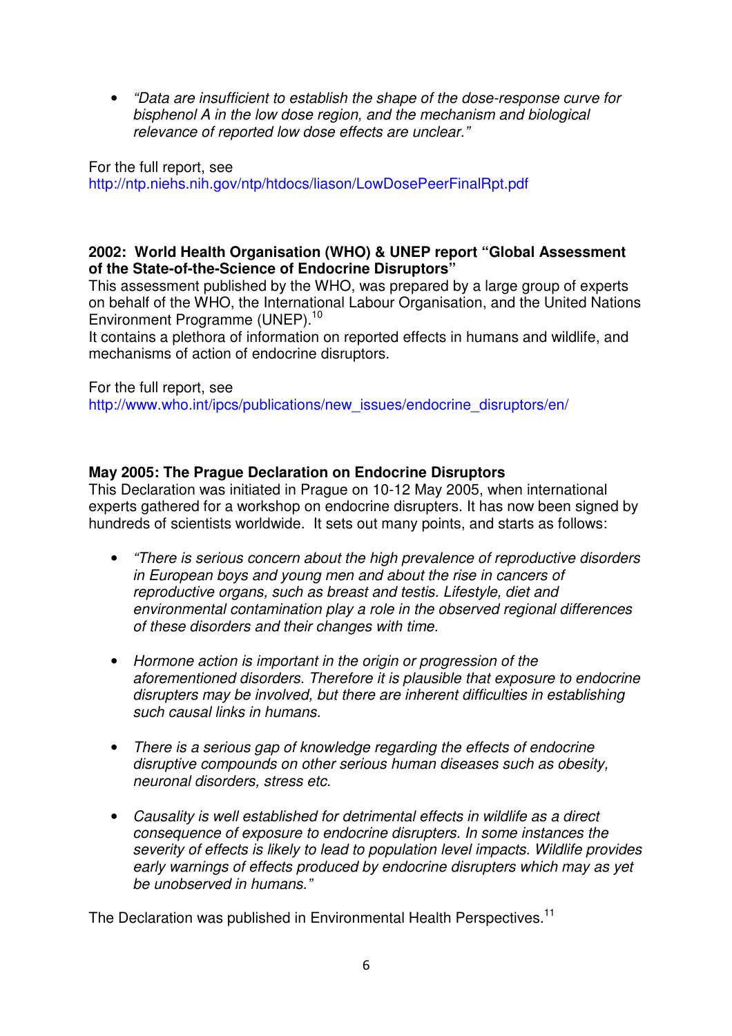- *"Data are insufficient to establish the shape of the dose-response curve for bisphenol A in the low dose region, and the mechanism and biological relevance of reported low dose effects are unclear."*

For the full report, see
http://ntp.niehs.nih.gov/ntp/htdocs/liason/LowDosePeerFinalRpt.pdf

**2002: World Health Organisation (WHO) & UNEP report "Global Assessment of the State-of-the-Science of Endocrine Disruptors"**

This assessment published by the WHO, was prepared by a large group of experts on behalf of the WHO, the International Labour Organisation, and the United Nations Environment Programme (UNEP).[10]

It contains a plethora of information on reported effects in humans and wildlife, and mechanisms of action of endocrine disruptors.

For the full report, see
http://www.who.int/ipcs/publications/new_issues/endocrine_disruptors/en/

**May 2005: The Prague Declaration on Endocrine Disruptors**

This Declaration was initiated in Prague on 10-12 May 2005, when international experts gathered for a workshop on endocrine disrupters. It has now been signed by hundreds of scientists worldwide. It sets out many points, and starts as follows:

- *"There is serious concern about the high prevalence of reproductive disorders in European boys and young men and about the rise in cancers of reproductive organs, such as breast and testis. Lifestyle, diet and environmental contamination play a role in the observed regional differences of these disorders and their changes with time.*

- *Hormone action is important in the origin or progression of the aforementioned disorders. Therefore it is plausible that exposure to endocrine disrupters may be involved, but there are inherent difficulties in establishing such causal links in humans.*

- *There is a serious gap of knowledge regarding the effects of endocrine disruptive compounds on other serious human diseases such as obesity, neuronal disorders, stress etc.*

- *Causality is well established for detrimental effects in wildlife as a direct consequence of exposure to endocrine disrupters. In some instances the severity of effects is likely to lead to population level impacts. Wildlife provides early warnings of effects produced by endocrine disrupters which may as yet be unobserved in humans."*

The Declaration was published in Environmental Health Perspectives.[11]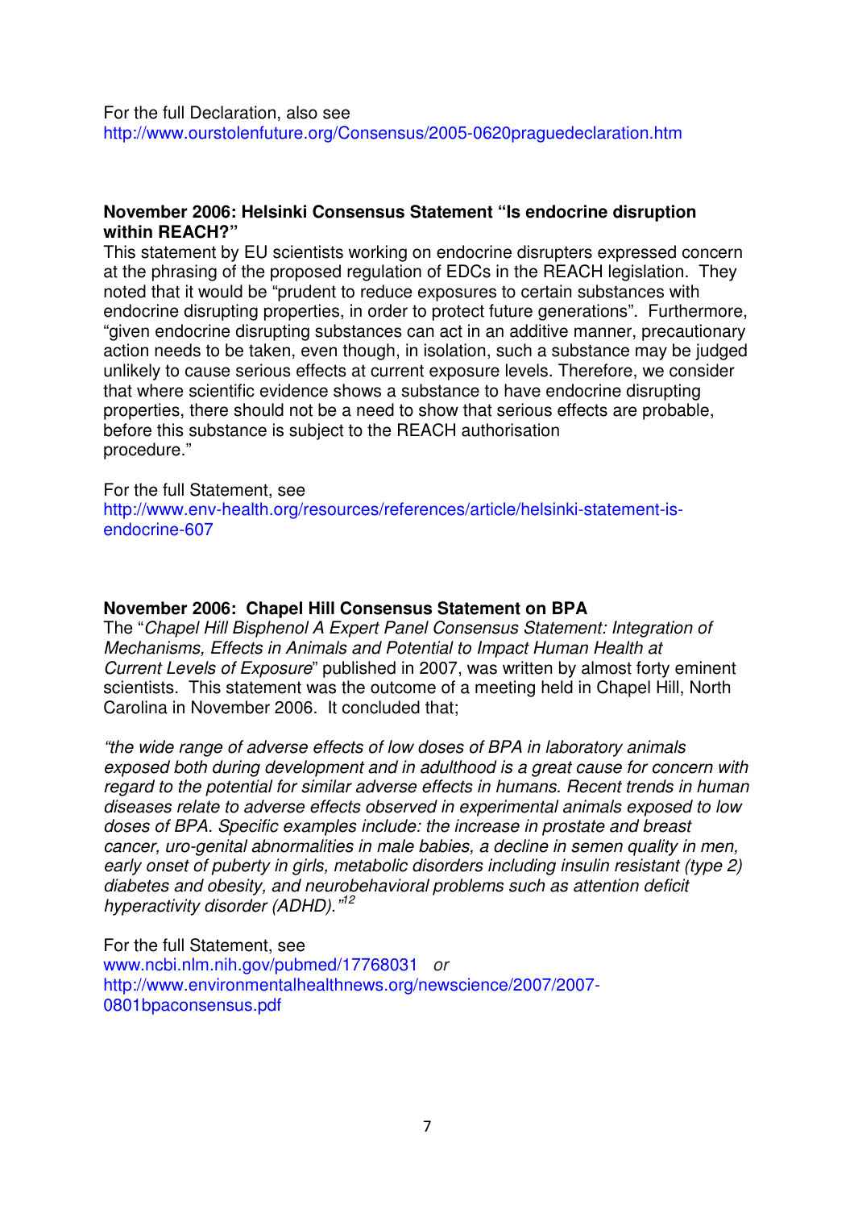For the full Declaration, also see
http://www.ourstolenfuture.org/Consensus/2005-0620praguedeclaration.htm

**November 2006: Helsinki Consensus Statement "Is endocrine disruption within REACH?"**

This statement by EU scientists working on endocrine disrupters expressed concern at the phrasing of the proposed regulation of EDCs in the REACH legislation. They noted that it would be "prudent to reduce exposures to certain substances with endocrine disrupting properties, in order to protect future generations". Furthermore, "given endocrine disrupting substances can act in an additive manner, precautionary action needs to be taken, even though, in isolation, such a substance may be judged unlikely to cause serious effects at current exposure levels. Therefore, we consider that where scientific evidence shows a substance to have endocrine disrupting properties, there should not be a need to show that serious effects are probable, before this substance is subject to the REACH authorisation procedure."

For the full Statement, see
http://www.env-health.org/resources/references/article/helsinki-statement-is-endocrine-607

**November 2006: Chapel Hill Consensus Statement on BPA**

The "*Chapel Hill Bisphenol A Expert Panel Consensus Statement: Integration of Mechanisms, Effects in Animals and Potential to Impact Human Health at Current Levels of Exposure*" published in 2007, was written by almost forty eminent scientists. This statement was the outcome of a meeting held in Chapel Hill, North Carolina in November 2006. It concluded that;

*"the wide range of adverse effects of low doses of BPA in laboratory animals exposed both during development and in adulthood is a great cause for concern with regard to the potential for similar adverse effects in humans. Recent trends in human diseases relate to adverse effects observed in experimental animals exposed to low doses of BPA. Specific examples include: the increase in prostate and breast cancer, uro-genital abnormalities in male babies, a decline in semen quality in men, early onset of puberty in girls, metabolic disorders including insulin resistant (type 2) diabetes and obesity, and neurobehavioral problems such as attention deficit hyperactivity disorder (ADHD)."*[12]

For the full Statement, see
www.ncbi.nlm.nih.gov/pubmed/17768031 *or*
http://www.environmentalhealthnews.org/newscience/2007/2007-0801bpaconsensus.pdf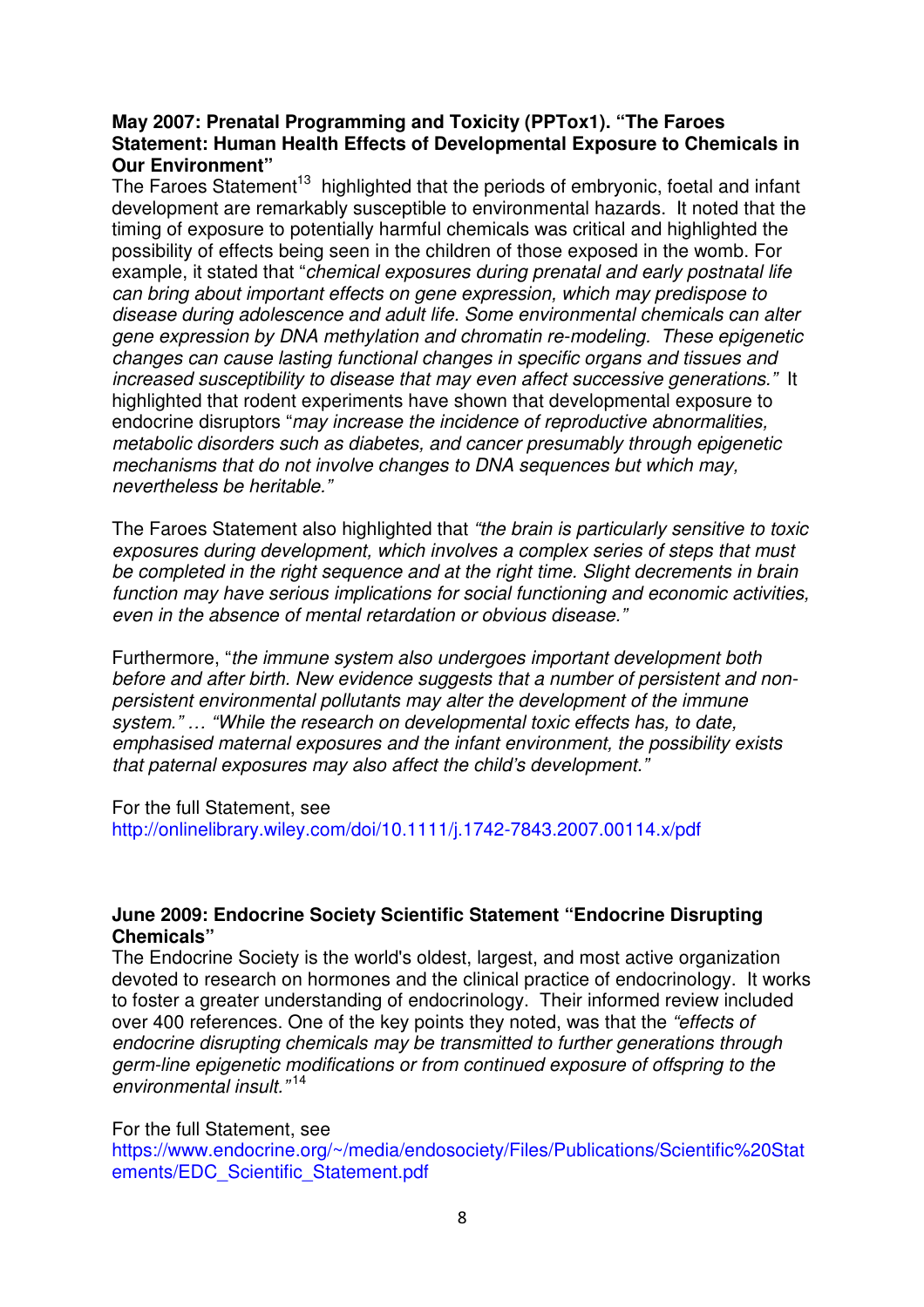**May 2007: Prenatal Programming and Toxicity (PPTox1). "The Faroes Statement: Human Health Effects of Developmental Exposure to Chemicals in Our Environment"**

The Faroes Statement[13] highlighted that the periods of embryonic, foetal and infant development are remarkably susceptible to environmental hazards. It noted that the timing of exposure to potentially harmful chemicals was critical and highlighted the possibility of effects being seen in the children of those exposed in the womb. For example, it stated that "*chemical exposures during prenatal and early postnatal life can bring about important effects on gene expression, which may predispose to disease during adolescence and adult life. Some environmental chemicals can alter gene expression by DNA methylation and chromatin re-modeling. These epigenetic changes can cause lasting functional changes in specific organs and tissues and increased susceptibility to disease that may even affect successive generations."* It highlighted that rodent experiments have shown that developmental exposure to endocrine disruptors "*may increase the incidence of reproductive abnormalities, metabolic disorders such as diabetes, and cancer presumably through epigenetic mechanisms that do not involve changes to DNA sequences but which may, nevertheless be heritable."*

The Faroes Statement also highlighted that *"the brain is particularly sensitive to toxic exposures during development, which involves a complex series of steps that must be completed in the right sequence and at the right time. Slight decrements in brain function may have serious implications for social functioning and economic activities, even in the absence of mental retardation or obvious disease."*

Furthermore, "*the immune system also undergoes important development both before and after birth. New evidence suggests that a number of persistent and non-persistent environmental pollutants may alter the development of the immune system." … "While the research on developmental toxic effects has, to date, emphasised maternal exposures and the infant environment, the possibility exists that paternal exposures may also affect the child's development."*

For the full Statement, see http://onlinelibrary.wiley.com/doi/10.1111/j.1742-7843.2007.00114.x/pdf

**June 2009: Endocrine Society Scientific Statement "Endocrine Disrupting Chemicals"**

The Endocrine Society is the world's oldest, largest, and most active organization devoted to research on hormones and the clinical practice of endocrinology. It works to foster a greater understanding of endocrinology. Their informed review included over 400 references. One of the key points they noted, was that the *"effects of endocrine disrupting chemicals may be transmitted to further generations through germ-line epigenetic modifications or from continued exposure of offspring to the environmental insult."*[14]

For the full Statement, see https://www.endocrine.org/~/media/endosociety/Files/Publications/Scientific%20Statements/EDC_Scientific_Statement.pdf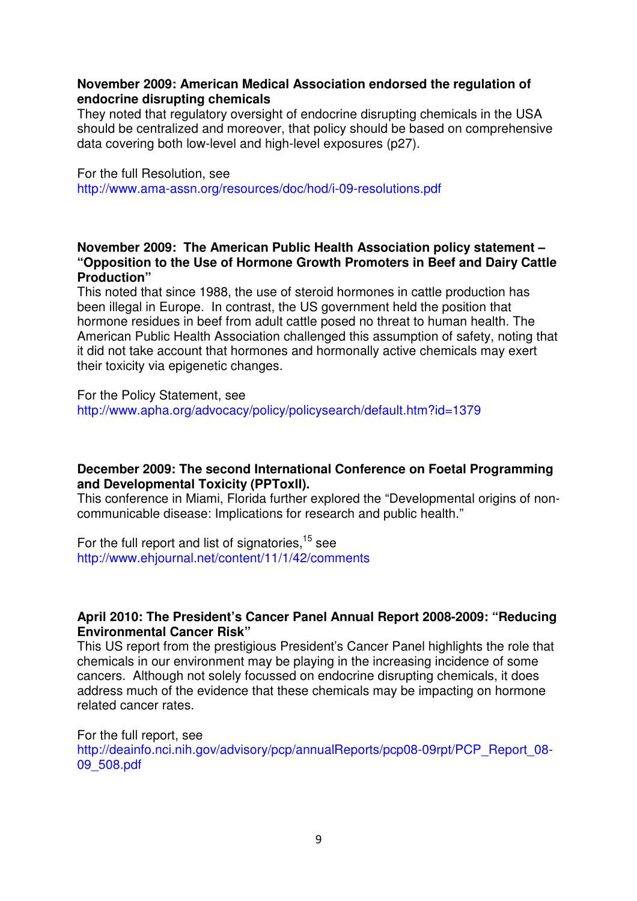**November 2009: American Medical Association endorsed the regulation of endocrine disrupting chemicals**

They noted that regulatory oversight of endocrine disrupting chemicals in the USA should be centralized and moreover, that policy should be based on comprehensive data covering both low-level and high-level exposures (p27).

For the full Resolution, see
http://www.ama-assn.org/resources/doc/hod/i-09-resolutions.pdf

**November 2009: The American Public Health Association policy statement – "Opposition to the Use of Hormone Growth Promoters in Beef and Dairy Cattle Production"**

This noted that since 1988, the use of steroid hormones in cattle production has been illegal in Europe. In contrast, the US government held the position that hormone residues in beef from adult cattle posed no threat to human health. The American Public Health Association challenged this assumption of safety, noting that it did not take account that hormones and hormonally active chemicals may exert their toxicity via epigenetic changes.

For the Policy Statement, see
http://www.apha.org/advocacy/policy/policysearch/default.htm?id=1379

**December 2009: The second International Conference on Foetal Programming and Developmental Toxicity (PPToxII).**

This conference in Miami, Florida further explored the "Developmental origins of non-communicable disease: Implications for research and public health."

For the full report and list of signatories,[15] see
http://www.ehjournal.net/content/11/1/42/comments

**April 2010: The President's Cancer Panel Annual Report 2008-2009: "Reducing Environmental Cancer Risk"**

This US report from the prestigious President's Cancer Panel highlights the role that chemicals in our environment may be playing in the increasing incidence of some cancers. Although not solely focussed on endocrine disrupting chemicals, it does address much of the evidence that these chemicals may be impacting on hormone related cancer rates.

For the full report, see
http://deainfo.nci.nih.gov/advisory/pcp/annualReports/pcp08-09rpt/PCP_Report_08-09_508.pdf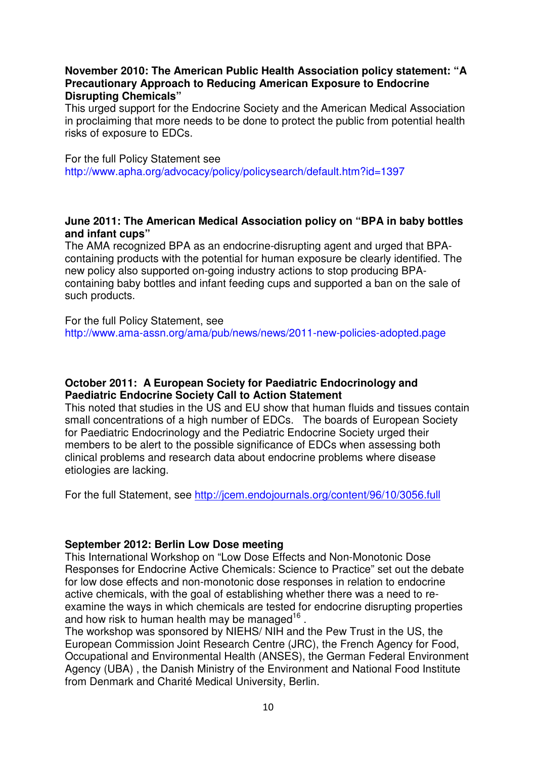**November 2010: The American Public Health Association policy statement: "A Precautionary Approach to Reducing American Exposure to Endocrine Disrupting Chemicals"**

This urged support for the Endocrine Society and the American Medical Association in proclaiming that more needs to be done to protect the public from potential health risks of exposure to EDCs.

For the full Policy Statement see http://www.apha.org/advocacy/policy/policysearch/default.htm?id=1397

**June 2011: The American Medical Association policy on "BPA in baby bottles and infant cups"**

The AMA recognized BPA as an endocrine-disrupting agent and urged that BPA-containing products with the potential for human exposure be clearly identified. The new policy also supported on-going industry actions to stop producing BPA-containing baby bottles and infant feeding cups and supported a ban on the sale of such products.

For the full Policy Statement, see http://www.ama-assn.org/ama/pub/news/news/2011-new-policies-adopted.page

**October 2011: A European Society for Paediatric Endocrinology and Paediatric Endocrine Society Call to Action Statement**

This noted that studies in the US and EU show that human fluids and tissues contain small concentrations of a high number of EDCs. The boards of European Society for Paediatric Endocrinology and the Pediatric Endocrine Society urged their members to be alert to the possible significance of EDCs when assessing both clinical problems and research data about endocrine problems where disease etiologies are lacking.

For the full Statement, see http://jcem.endojournals.org/content/96/10/3056.full

**September 2012: Berlin Low Dose meeting**

This International Workshop on "Low Dose Effects and Non-Monotonic Dose Responses for Endocrine Active Chemicals: Science to Practice" set out the debate for low dose effects and non-monotonic dose responses in relation to endocrine active chemicals, with the goal of establishing whether there was a need to re-examine the ways in which chemicals are tested for endocrine disrupting properties and how risk to human health may be managed[16] .

The workshop was sponsored by NIEHS/ NIH and the Pew Trust in the US, the European Commission Joint Research Centre (JRC), the French Agency for Food, Occupational and Environmental Health (ANSES), the German Federal Environment Agency (UBA) , the Danish Ministry of the Environment and National Food Institute from Denmark and Charité Medical University, Berlin.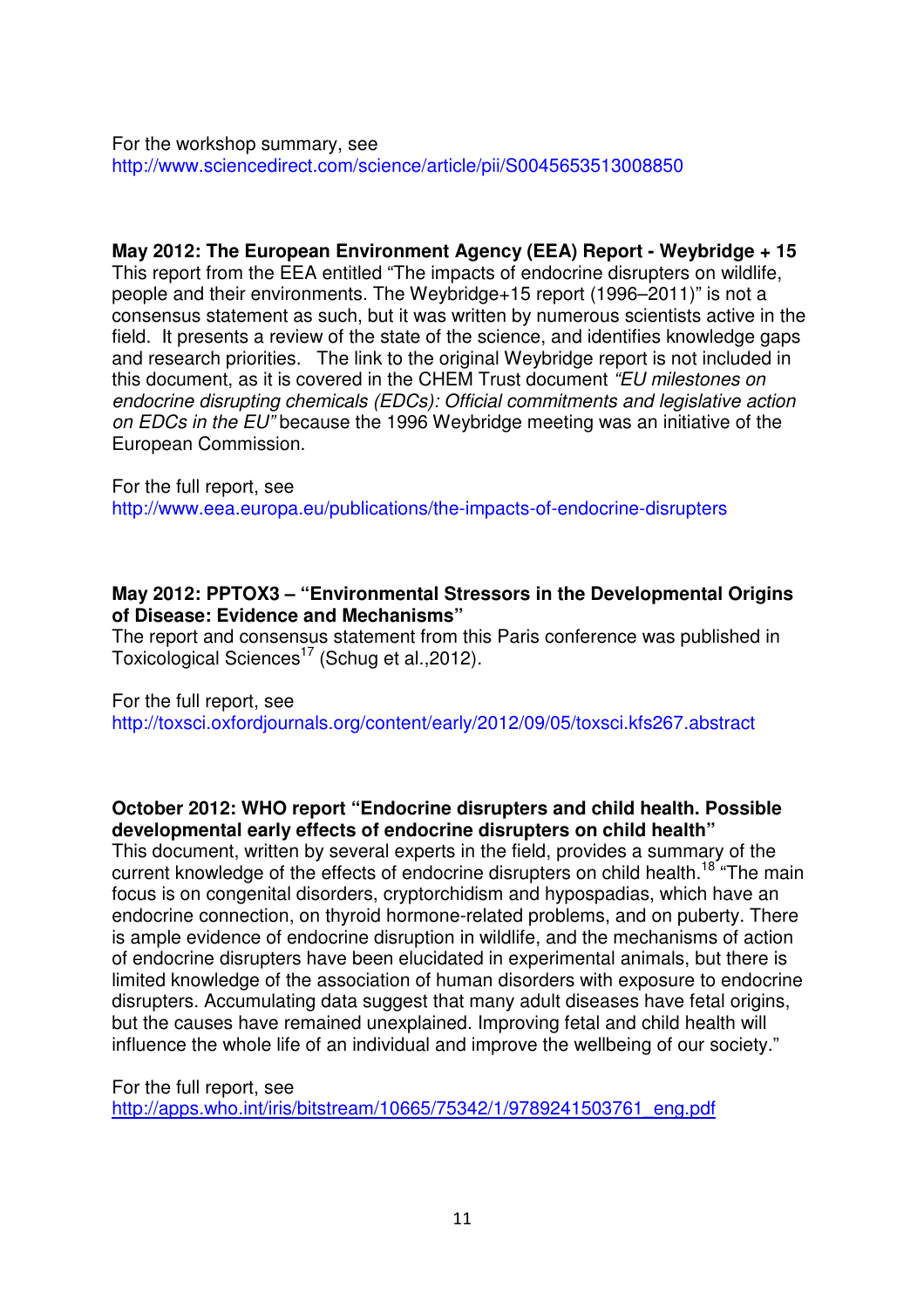For the workshop summary, see
http://www.sciencedirect.com/science/article/pii/S0045653513008850

**May 2012: The European Environment Agency (EEA) Report - Weybridge + 15**
This report from the EEA entitled "The impacts of endocrine disrupters on wildlife, people and their environments. The Weybridge+15 report (1996–2011)" is not a consensus statement as such, but it was written by numerous scientists active in the field. It presents a review of the state of the science, and identifies knowledge gaps and research priorities. The link to the original Weybridge report is not included in this document, as it is covered in the CHEM Trust document *"EU milestones on endocrine disrupting chemicals (EDCs): Official commitments and legislative action on EDCs in the EU"* because the 1996 Weybridge meeting was an initiative of the European Commission.

For the full report, see
http://www.eea.europa.eu/publications/the-impacts-of-endocrine-disrupters

**May 2012: PPTOX3 – "Environmental Stressors in the Developmental Origins of Disease: Evidence and Mechanisms"**
The report and consensus statement from this Paris conference was published in Toxicological Sciences[17] (Schug et al.,2012).

For the full report, see
http://toxsci.oxfordjournals.org/content/early/2012/09/05/toxsci.kfs267.abstract

**October 2012: WHO report "Endocrine disrupters and child health. Possible developmental early effects of endocrine disrupters on child health"**
This document, written by several experts in the field, provides a summary of the current knowledge of the effects of endocrine disrupters on child health.[18] "The main focus is on congenital disorders, cryptorchidism and hypospadias, which have an endocrine connection, on thyroid hormone-related problems, and on puberty. There is ample evidence of endocrine disruption in wildlife, and the mechanisms of action of endocrine disrupters have been elucidated in experimental animals, but there is limited knowledge of the association of human disorders with exposure to endocrine disrupters. Accumulating data suggest that many adult diseases have fetal origins, but the causes have remained unexplained. Improving fetal and child health will influence the whole life of an individual and improve the wellbeing of our society."

For the full report, see
http://apps.who.int/iris/bitstream/10665/75342/1/9789241503761_eng.pdf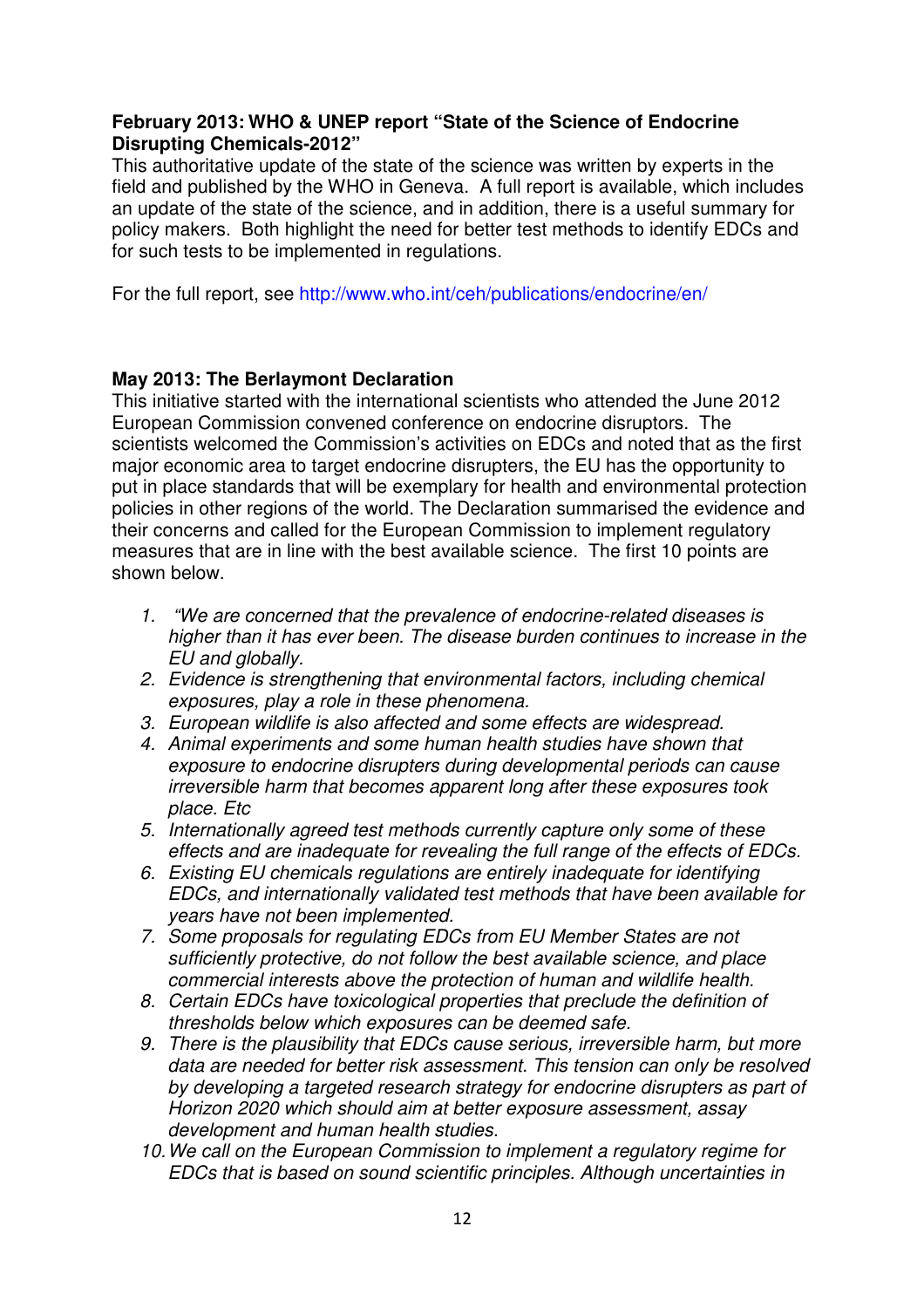**February 2013: WHO & UNEP report "State of the Science of Endocrine Disrupting Chemicals-2012"**

This authoritative update of the state of the science was written by experts in the field and published by the WHO in Geneva. A full report is available, which includes an update of the state of the science, and in addition, there is a useful summary for policy makers. Both highlight the need for better test methods to identify EDCs and for such tests to be implemented in regulations.

For the full report, see http://www.who.int/ceh/publications/endocrine/en/

**May 2013: The Berlaymont Declaration**

This initiative started with the international scientists who attended the June 2012 European Commission convened conference on endocrine disruptors. The scientists welcomed the Commission's activities on EDCs and noted that as the first major economic area to target endocrine disrupters, the EU has the opportunity to put in place standards that will be exemplary for health and environmental protection policies in other regions of the world. The Declaration summarised the evidence and their concerns and called for the European Commission to implement regulatory measures that are in line with the best available science. The first 10 points are shown below.

1. *"We are concerned that the prevalence of endocrine-related diseases is higher than it has ever been. The disease burden continues to increase in the EU and globally.*
2. *Evidence is strengthening that environmental factors, including chemical exposures, play a role in these phenomena.*
3. *European wildlife is also affected and some effects are widespread.*
4. *Animal experiments and some human health studies have shown that exposure to endocrine disrupters during developmental periods can cause irreversible harm that becomes apparent long after these exposures took place. Etc*
5. *Internationally agreed test methods currently capture only some of these effects and are inadequate for revealing the full range of the effects of EDCs.*
6. *Existing EU chemicals regulations are entirely inadequate for identifying EDCs, and internationally validated test methods that have been available for years have not been implemented.*
7. *Some proposals for regulating EDCs from EU Member States are not sufficiently protective, do not follow the best available science, and place commercial interests above the protection of human and wildlife health.*
8. *Certain EDCs have toxicological properties that preclude the definition of thresholds below which exposures can be deemed safe.*
9. *There is the plausibility that EDCs cause serious, irreversible harm, but more data are needed for better risk assessment. This tension can only be resolved by developing a targeted research strategy for endocrine disrupters as part of Horizon 2020 which should aim at better exposure assessment, assay development and human health studies.*
10. *We call on the European Commission to implement a regulatory regime for EDCs that is based on sound scientific principles. Although uncertainties in*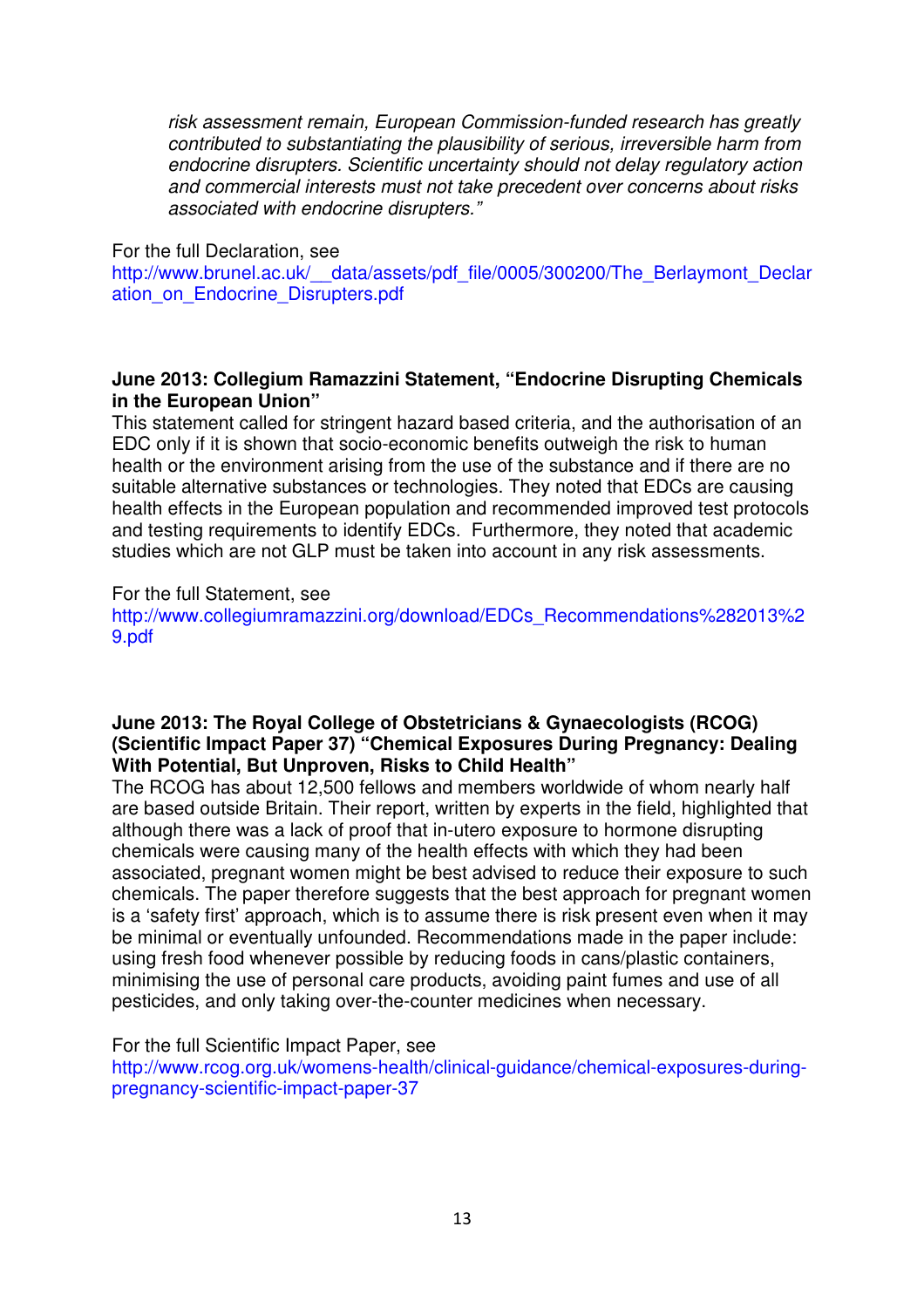*risk assessment remain, European Commission-funded research has greatly contributed to substantiating the plausibility of serious, irreversible harm from endocrine disrupters. Scientific uncertainty should not delay regulatory action and commercial interests must not take precedent over concerns about risks associated with endocrine disrupters."*

For the full Declaration, see
http://www.brunel.ac.uk/__data/assets/pdf_file/0005/300200/The_Berlaymont_Declaration_on_Endocrine_Disrupters.pdf

**June 2013: Collegium Ramazzini Statement, "Endocrine Disrupting Chemicals in the European Union"**

This statement called for stringent hazard based criteria, and the authorisation of an EDC only if it is shown that socio-economic benefits outweigh the risk to human health or the environment arising from the use of the substance and if there are no suitable alternative substances or technologies. They noted that EDCs are causing health effects in the European population and recommended improved test protocols and testing requirements to identify EDCs. Furthermore, they noted that academic studies which are not GLP must be taken into account in any risk assessments.

For the full Statement, see
http://www.collegiumramazzini.org/download/EDCs_Recommendations%282013%29.pdf

**June 2013: The Royal College of Obstetricians & Gynaecologists (RCOG) (Scientific Impact Paper 37) "Chemical Exposures During Pregnancy: Dealing With Potential, But Unproven, Risks to Child Health"**

The RCOG has about 12,500 fellows and members worldwide of whom nearly half are based outside Britain. Their report, written by experts in the field, highlighted that although there was a lack of proof that in-utero exposure to hormone disrupting chemicals were causing many of the health effects with which they had been associated, pregnant women might be best advised to reduce their exposure to such chemicals. The paper therefore suggests that the best approach for pregnant women is a 'safety first' approach, which is to assume there is risk present even when it may be minimal or eventually unfounded. Recommendations made in the paper include: using fresh food whenever possible by reducing foods in cans/plastic containers, minimising the use of personal care products, avoiding paint fumes and use of all pesticides, and only taking over-the-counter medicines when necessary.

For the full Scientific Impact Paper, see
http://www.rcog.org.uk/womens-health/clinical-guidance/chemical-exposures-during-pregnancy-scientific-impact-paper-37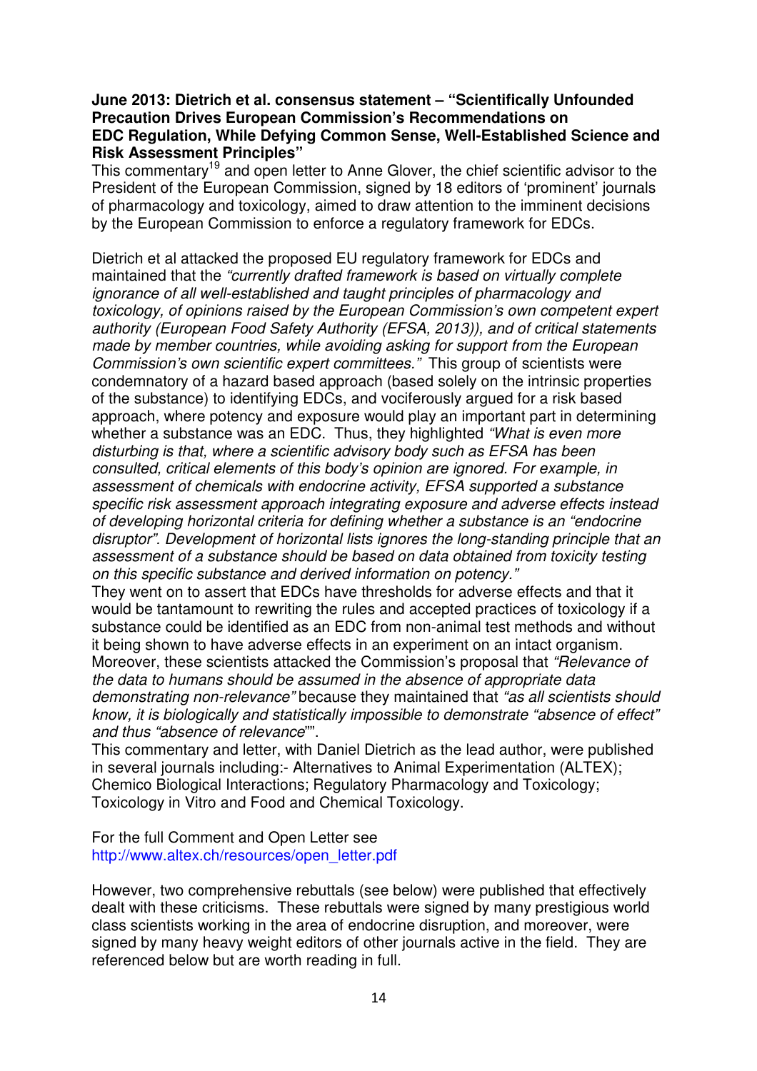**June 2013: Dietrich et al. consensus statement – "Scientifically Unfounded Precaution Drives European Commission's Recommendations on EDC Regulation, While Defying Common Sense, Well-Established Science and Risk Assessment Principles"**

This commentary[19] and open letter to Anne Glover, the chief scientific advisor to the President of the European Commission, signed by 18 editors of 'prominent' journals of pharmacology and toxicology, aimed to draw attention to the imminent decisions by the European Commission to enforce a regulatory framework for EDCs.

Dietrich et al attacked the proposed EU regulatory framework for EDCs and maintained that the *"currently drafted framework is based on virtually complete ignorance of all well-established and taught principles of pharmacology and toxicology, of opinions raised by the European Commission's own competent expert authority (European Food Safety Authority (EFSA, 2013)), and of critical statements made by member countries, while avoiding asking for support from the European Commission's own scientific expert committees."* This group of scientists were condemnatory of a hazard based approach (based solely on the intrinsic properties of the substance) to identifying EDCs, and vociferously argued for a risk based approach, where potency and exposure would play an important part in determining whether a substance was an EDC. Thus, they highlighted *"What is even more disturbing is that, where a scientific advisory body such as EFSA has been consulted, critical elements of this body's opinion are ignored. For example, in assessment of chemicals with endocrine activity, EFSA supported a substance specific risk assessment approach integrating exposure and adverse effects instead of developing horizontal criteria for defining whether a substance is an "endocrine disruptor". Development of horizontal lists ignores the long-standing principle that an assessment of a substance should be based on data obtained from toxicity testing on this specific substance and derived information on potency."*

They went on to assert that EDCs have thresholds for adverse effects and that it would be tantamount to rewriting the rules and accepted practices of toxicology if a substance could be identified as an EDC from non-animal test methods and without it being shown to have adverse effects in an experiment on an intact organism. Moreover, these scientists attacked the Commission's proposal that *"Relevance of the data to humans should be assumed in the absence of appropriate data demonstrating non-relevance"* because they maintained that *"as all scientists should know, it is biologically and statistically impossible to demonstrate "absence of effect" and thus "absence of relevance""*.

This commentary and letter, with Daniel Dietrich as the lead author, were published in several journals including:- Alternatives to Animal Experimentation (ALTEX); Chemico Biological Interactions; Regulatory Pharmacology and Toxicology; Toxicology in Vitro and Food and Chemical Toxicology.

For the full Comment and Open Letter see http://www.altex.ch/resources/open_letter.pdf

However, two comprehensive rebuttals (see below) were published that effectively dealt with these criticisms. These rebuttals were signed by many prestigious world class scientists working in the area of endocrine disruption, and moreover, were signed by many heavy weight editors of other journals active in the field. They are referenced below but are worth reading in full.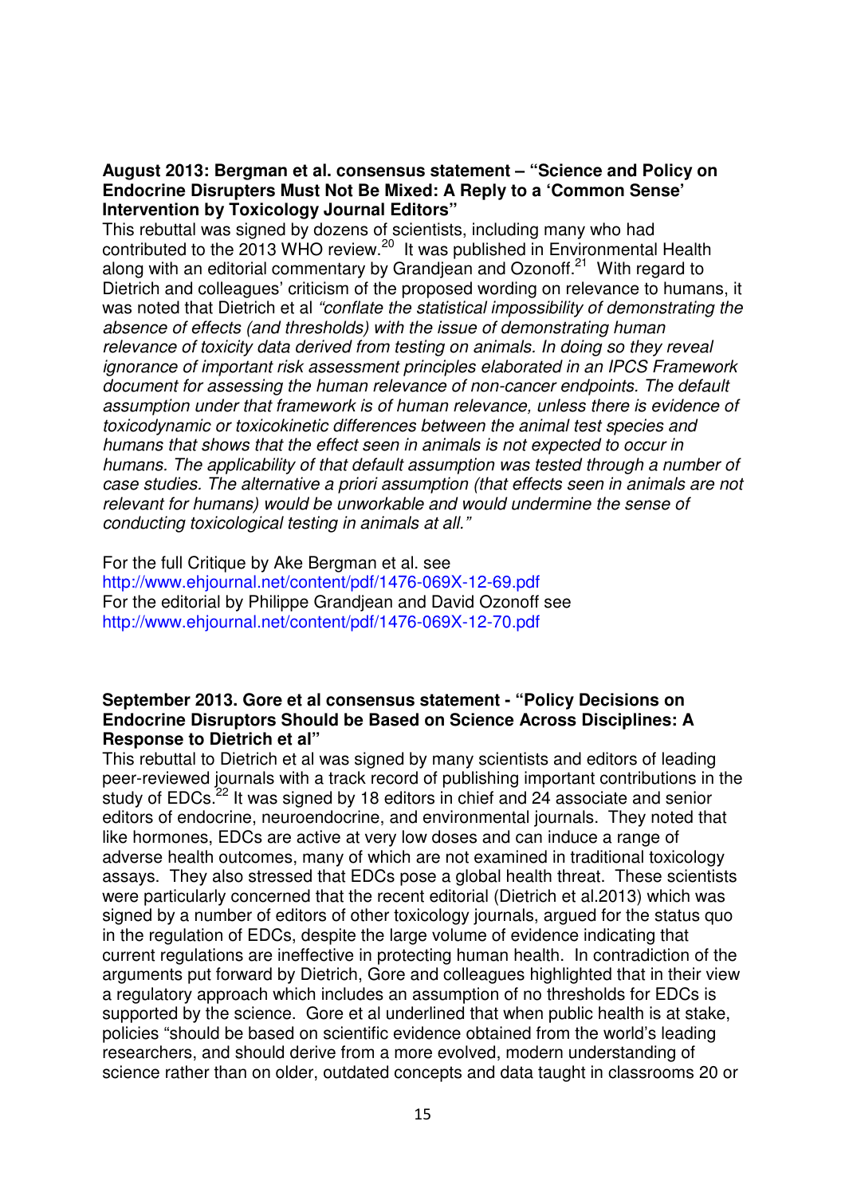**August 2013: Bergman et al. consensus statement – "Science and Policy on Endocrine Disrupters Must Not Be Mixed: A Reply to a 'Common Sense' Intervention by Toxicology Journal Editors"**

This rebuttal was signed by dozens of scientists, including many who had contributed to the 2013 WHO review.[20] It was published in Environmental Health along with an editorial commentary by Grandjean and Ozonoff.[21] With regard to Dietrich and colleagues' criticism of the proposed wording on relevance to humans, it was noted that Dietrich et al *"conflate the statistical impossibility of demonstrating the absence of effects (and thresholds) with the issue of demonstrating human relevance of toxicity data derived from testing on animals. In doing so they reveal ignorance of important risk assessment principles elaborated in an IPCS Framework document for assessing the human relevance of non-cancer endpoints. The default assumption under that framework is of human relevance, unless there is evidence of toxicodynamic or toxicokinetic differences between the animal test species and humans that shows that the effect seen in animals is not expected to occur in humans. The applicability of that default assumption was tested through a number of case studies. The alternative a priori assumption (that effects seen in animals are not relevant for humans) would be unworkable and would undermine the sense of conducting toxicological testing in animals at all."*

For the full Critique by Ake Bergman et al. see
http://www.ehjournal.net/content/pdf/1476-069X-12-69.pdf
For the editorial by Philippe Grandjean and David Ozonoff see
http://www.ehjournal.net/content/pdf/1476-069X-12-70.pdf

**September 2013. Gore et al consensus statement - "Policy Decisions on Endocrine Disruptors Should be Based on Science Across Disciplines: A Response to Dietrich et al"**

This rebuttal to Dietrich et al was signed by many scientists and editors of leading peer-reviewed journals with a track record of publishing important contributions in the study of EDCs.[22] It was signed by 18 editors in chief and 24 associate and senior editors of endocrine, neuroendocrine, and environmental journals. They noted that like hormones, EDCs are active at very low doses and can induce a range of adverse health outcomes, many of which are not examined in traditional toxicology assays. They also stressed that EDCs pose a global health threat. These scientists were particularly concerned that the recent editorial (Dietrich et al.2013) which was signed by a number of editors of other toxicology journals, argued for the status quo in the regulation of EDCs, despite the large volume of evidence indicating that current regulations are ineffective in protecting human health. In contradiction of the arguments put forward by Dietrich, Gore and colleagues highlighted that in their view a regulatory approach which includes an assumption of no thresholds for EDCs is supported by the science. Gore et al underlined that when public health is at stake, policies "should be based on scientific evidence obtained from the world's leading researchers, and should derive from a more evolved, modern understanding of science rather than on older, outdated concepts and data taught in classrooms 20 or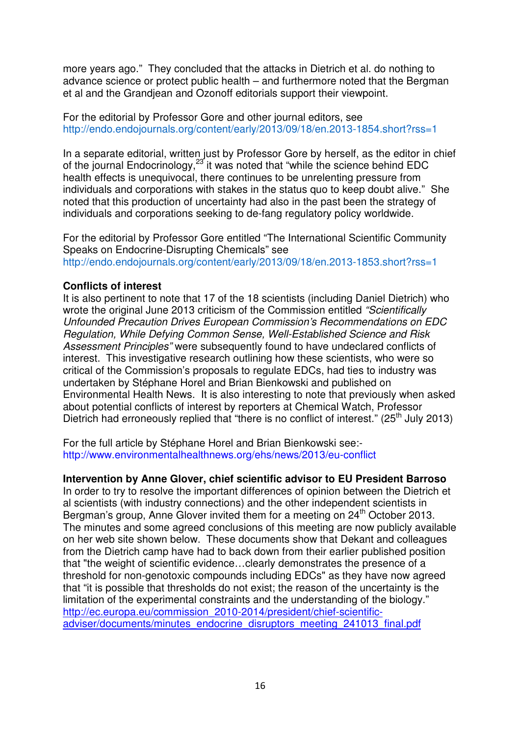more years ago." They concluded that the attacks in Dietrich et al. do nothing to advance science or protect public health – and furthermore noted that the Bergman et al and the Grandjean and Ozonoff editorials support their viewpoint.

For the editorial by Professor Gore and other journal editors, see http://endo.endojournals.org/content/early/2013/09/18/en.2013-1854.short?rss=1

In a separate editorial, written just by Professor Gore by herself, as the editor in chief of the journal Endocrinology,[23] it was noted that "while the science behind EDC health effects is unequivocal, there continues to be unrelenting pressure from individuals and corporations with stakes in the status quo to keep doubt alive." She noted that this production of uncertainty had also in the past been the strategy of individuals and corporations seeking to de-fang regulatory policy worldwide.

For the editorial by Professor Gore entitled "The International Scientific Community Speaks on Endocrine-Disrupting Chemicals" see http://endo.endojournals.org/content/early/2013/09/18/en.2013-1853.short?rss=1

**Conflicts of interest**

It is also pertinent to note that 17 of the 18 scientists (including Daniel Dietrich) who wrote the original June 2013 criticism of the Commission entitled *"Scientifically Unfounded Precaution Drives European Commission's Recommendations on EDC Regulation, While Defying Common Sense, Well-Established Science and Risk Assessment Principles"* were subsequently found to have undeclared conflicts of interest. This investigative research outlining how these scientists, who were so critical of the Commission's proposals to regulate EDCs, had ties to industry was undertaken by Stéphane Horel and Brian Bienkowski and published on Environmental Health News. It is also interesting to note that previously when asked about potential conflicts of interest by reporters at Chemical Watch, Professor Dietrich had erroneously replied that "there is no conflict of interest." (25th July 2013)

For the full article by Stéphane Horel and Brian Bienkowski see:- http://www.environmentalhealthnews.org/ehs/news/2013/eu-conflict

**Intervention by Anne Glover, chief scientific advisor to EU President Barroso**

In order to try to resolve the important differences of opinion between the Dietrich et al scientists (with industry connections) and the other independent scientists in Bergman's group, Anne Glover invited them for a meeting on 24th October 2013. The minutes and some agreed conclusions of this meeting are now publicly available on her web site shown below. These documents show that Dekant and colleagues from the Dietrich camp have had to back down from their earlier published position that "the weight of scientific evidence…clearly demonstrates the presence of a threshold for non-genotoxic compounds including EDCs" as they have now agreed that "it is possible that thresholds do not exist; the reason of the uncertainty is the limitation of the experimental constraints and the understanding of the biology." http://ec.europa.eu/commission_2010-2014/president/chief-scientific-adviser/documents/minutes_endocrine_disruptors_meeting_241013_final.pdf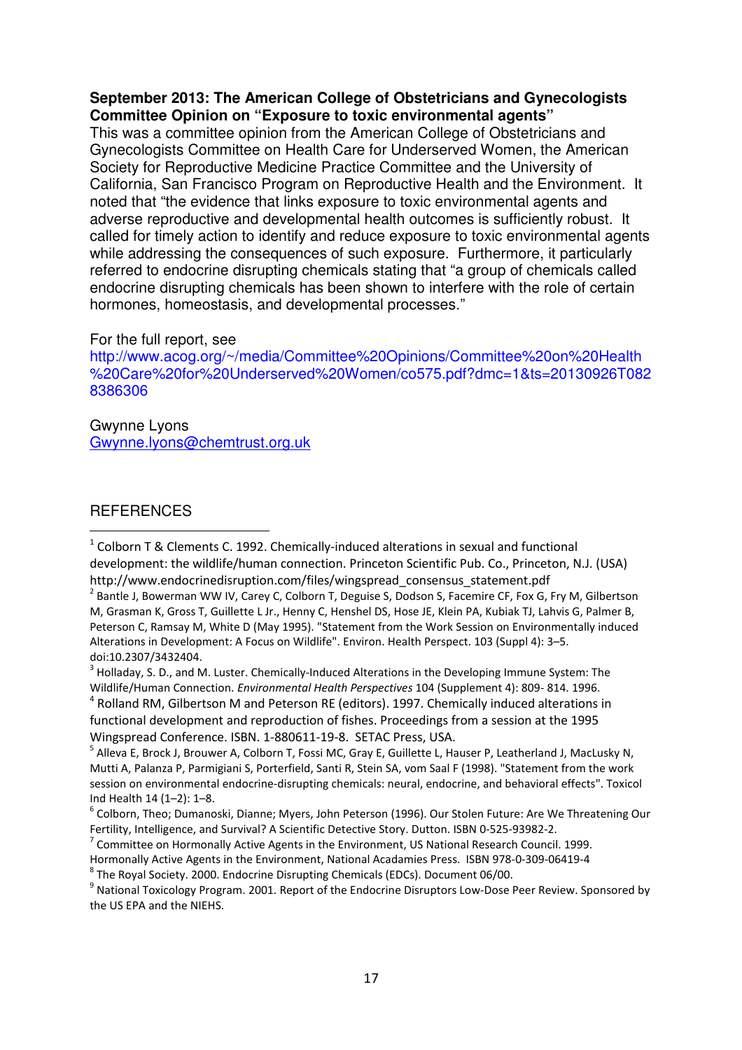**September 2013: The American College of Obstetricians and Gynecologists Committee Opinion on "Exposure to toxic environmental agents"**

This was a committee opinion from the American College of Obstetricians and Gynecologists Committee on Health Care for Underserved Women, the American Society for Reproductive Medicine Practice Committee and the University of California, San Francisco Program on Reproductive Health and the Environment. It noted that "the evidence that links exposure to toxic environmental agents and adverse reproductive and developmental health outcomes is sufficiently robust. It called for timely action to identify and reduce exposure to toxic environmental agents while addressing the consequences of such exposure. Furthermore, it particularly referred to endocrine disrupting chemicals stating that "a group of chemicals called endocrine disrupting chemicals has been shown to interfere with the role of certain hormones, homeostasis, and developmental processes."

For the full report, see http://www.acog.org/~/media/Committee%20Opinions/Committee%20on%20Health%20Care%20for%20Underserved%20Women/co575.pdf?dmc=1&ts=20130926T0828386306

Gwynne Lyons
Gwynne.lyons@chemtrust.org.uk

## REFERENCES

[1] Colborn T & Clements C. 1992. Chemically-induced alterations in sexual and functional development: the wildlife/human connection. Princeton Scientific Pub. Co., Princeton, N.J. (USA) http://www.endocrinedisruption.com/files/wingspread_consensus_statement.pdf

[2] Bantle J, Bowerman WW IV, Carey C, Colborn T, Deguise S, Dodson S, Facemire CF, Fox G, Fry M, Gilbertson M, Grasman K, Gross T, Guillette L Jr., Henny C, Henshel DS, Hose JE, Klein PA, Kubiak TJ, Lahvis G, Palmer B, Peterson C, Ramsay M, White D (May 1995). "Statement from the Work Session on Environmentally induced Alterations in Development: A Focus on Wildlife". Environ. Health Perspect. 103 (Suppl 4): 3–5. doi:10.2307/3432404.

[3] Holladay, S. D., and M. Luster. Chemically-Induced Alterations in the Developing Immune System: The Wildlife/Human Connection. *Environmental Health Perspectives* 104 (Supplement 4): 809- 814. 1996.

[4] Rolland RM, Gilbertson M and Peterson RE (editors). 1997. Chemically induced alterations in functional development and reproduction of fishes. Proceedings from a session at the 1995 Wingspread Conference. ISBN. 1-880611-19-8. SETAC Press, USA.

[5] Alleva E, Brock J, Brouwer A, Colborn T, Fossi MC, Gray E, Guillette L, Hauser P, Leatherland J, MacLusky N, Mutti A, Palanza P, Parmigiani S, Porterfield, Santi R, Stein SA, vom Saal F (1998). "Statement from the work session on environmental endocrine-disrupting chemicals: neural, endocrine, and behavioral effects". Toxicol Ind Health 14 (1–2): 1–8.

[6] Colborn, Theo; Dumanoski, Dianne; Myers, John Peterson (1996). Our Stolen Future: Are We Threatening Our Fertility, Intelligence, and Survival? A Scientific Detective Story. Dutton. ISBN 0-525-93982-2.

[7] Committee on Hormonally Active Agents in the Environment, US National Research Council. 1999. Hormonally Active Agents in the Environment, National Acadamies Press. ISBN 978-0-309-06419-4

[8] The Royal Society. 2000. Endocrine Disrupting Chemicals (EDCs). Document 06/00.

[9] National Toxicology Program. 2001. Report of the Endocrine Disruptors Low-Dose Peer Review. Sponsored by the US EPA and the NIEHS.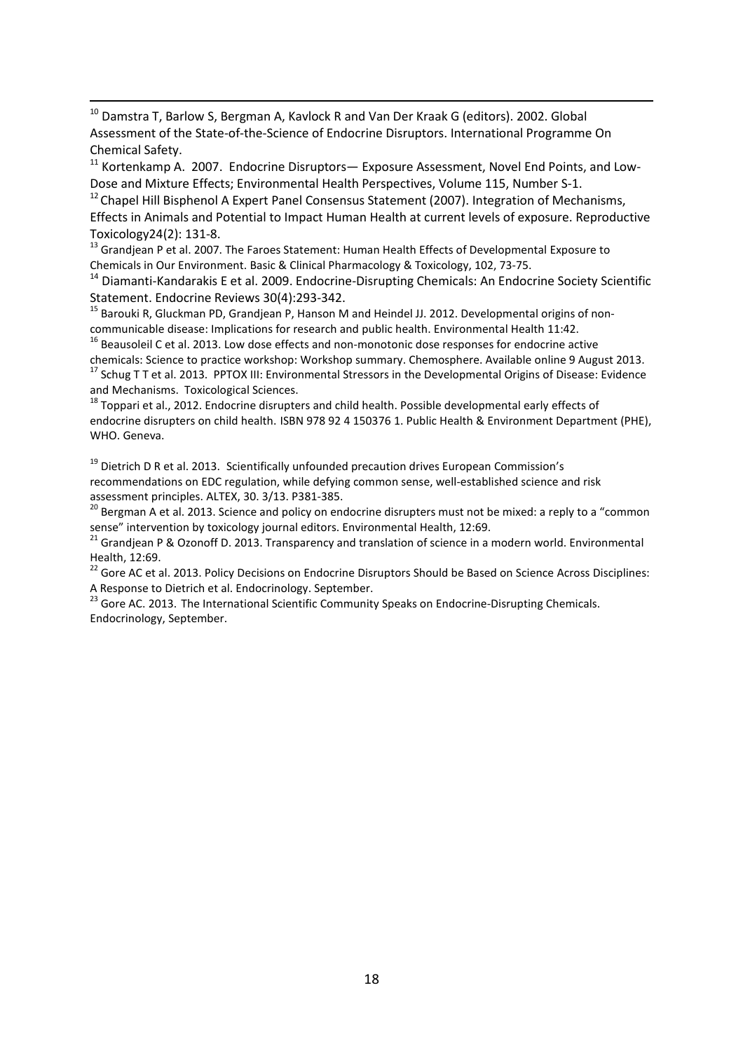[10] Damstra T, Barlow S, Bergman A, Kavlock R and Van Der Kraak G (editors). 2002. Global Assessment of the State-of-the-Science of Endocrine Disruptors. International Programme On Chemical Safety.

[11] Kortenkamp A. 2007. Endocrine Disruptors— Exposure Assessment, Novel End Points, and Low-Dose and Mixture Effects; Environmental Health Perspectives, Volume 115, Number S-1.

[12] Chapel Hill Bisphenol A Expert Panel Consensus Statement (2007). Integration of Mechanisms, Effects in Animals and Potential to Impact Human Health at current levels of exposure. Reproductive Toxicology24(2): 131-8.

[13] Grandjean P et al. 2007. The Faroes Statement: Human Health Effects of Developmental Exposure to Chemicals in Our Environment. Basic & Clinical Pharmacology & Toxicology, 102, 73-75.

[14] Diamanti-Kandarakis E et al. 2009. Endocrine-Disrupting Chemicals: An Endocrine Society Scientific Statement. Endocrine Reviews 30(4):293-342.

[15] Barouki R, Gluckman PD, Grandjean P, Hanson M and Heindel JJ. 2012. Developmental origins of non-communicable disease: Implications for research and public health. Environmental Health 11:42.

[16] Beausoleil C et al. 2013. Low dose effects and non-monotonic dose responses for endocrine active chemicals: Science to practice workshop: Workshop summary. Chemosphere. Available online 9 August 2013.

[17] Schug T T et al. 2013. PPTOX III: Environmental Stressors in the Developmental Origins of Disease: Evidence and Mechanisms. Toxicological Sciences.

[18] Toppari et al., 2012. Endocrine disrupters and child health. Possible developmental early effects of endocrine disrupters on child health. ISBN 978 92 4 150376 1. Public Health & Environment Department (PHE), WHO. Geneva.

[19] Dietrich D R et al. 2013. Scientifically unfounded precaution drives European Commission's recommendations on EDC regulation, while defying common sense, well-established science and risk assessment principles. ALTEX, 30. 3/13. P381-385.

[20] Bergman A et al. 2013. Science and policy on endocrine disrupters must not be mixed: a reply to a "common sense" intervention by toxicology journal editors. Environmental Health, 12:69.

[21] Grandjean P & Ozonoff D. 2013. Transparency and translation of science in a modern world. Environmental Health, 12:69.

[22] Gore AC et al. 2013. Policy Decisions on Endocrine Disruptors Should be Based on Science Across Disciplines: A Response to Dietrich et al. Endocrinology. September.

[23] Gore AC. 2013. The International Scientific Community Speaks on Endocrine-Disrupting Chemicals. Endocrinology, September.